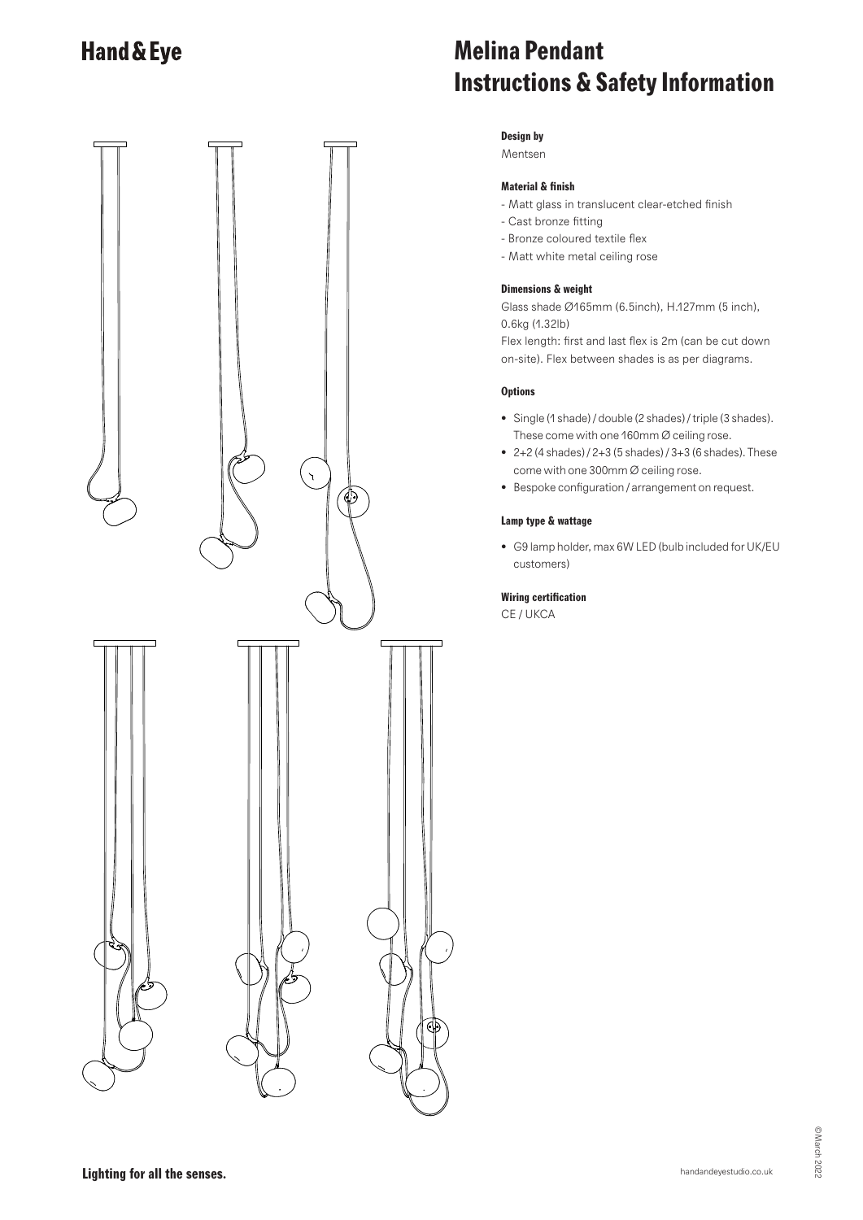# Hand & Eye

# Melina Pendant
# Instructions & Safety Information

### Design by

Mentsen

### Material & finish

- Matt glass in translucent clear-etched finish
- Cast bronze fitting
- Bronze coloured textile flex
- Matt white metal ceiling rose

### Dimensions & weight

Glass shade Ø165mm (6.5inch), H.127mm (5 inch), 0.6kg (1.32lb)
Flex length: first and last flex is 2m (can be cut down on-site). Flex between shades is as per diagrams.

### Options

- Single (1 shade) / double (2 shades) / triple (3 shades). These come with one 160mm Ø ceiling rose.
- 2+2 (4 shades) / 2+3 (5 shades) / 3+3 (6 shades). These come with one 300mm Ø ceiling rose.
- Bespoke configuration / arrangement on request.

### Lamp type & wattage

- G9 lamp holder, max 6W LED (bulb included for UK/EU customers)

### Wiring certification

CE / UKCA

**Lighting for all the senses.**

handandeyestudio.co.uk

©March 2022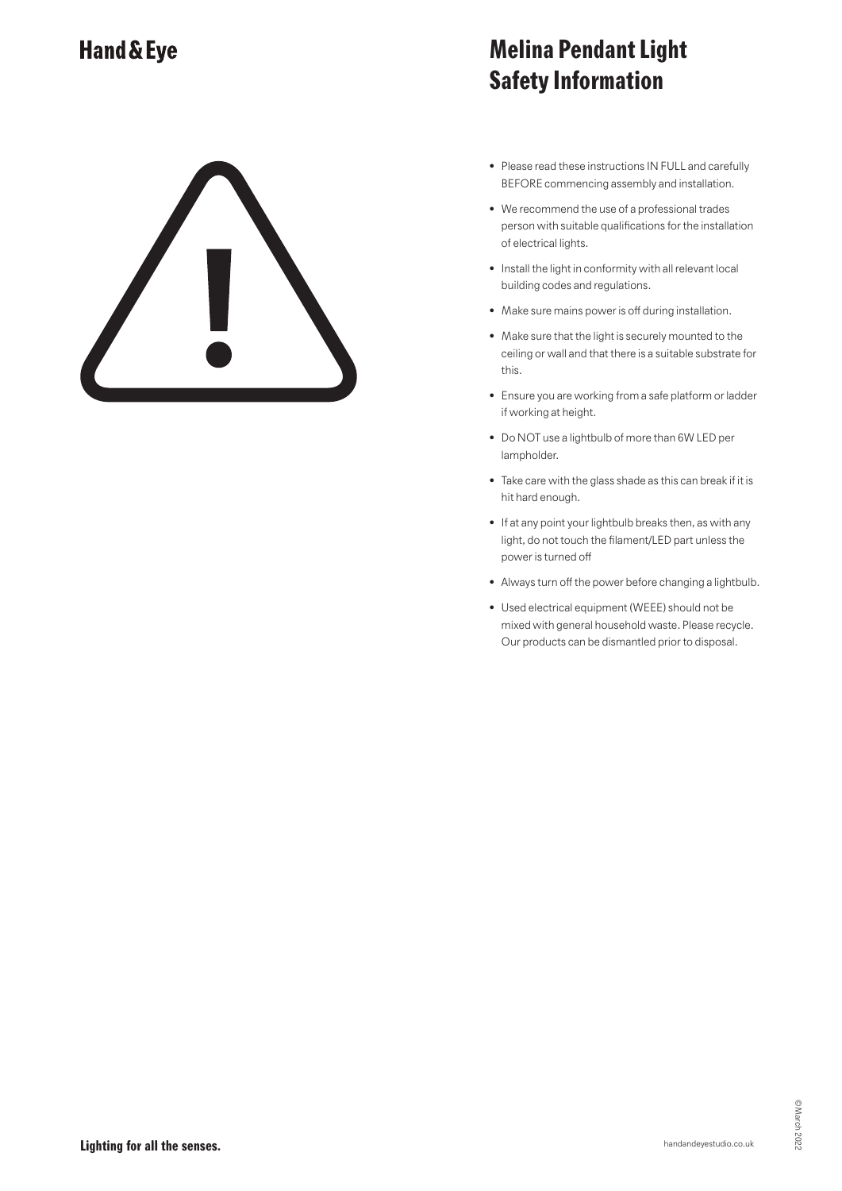# Hand & Eye

# Melina Pendant Light Safety Information

- Please read these instructions IN FULL and carefully BEFORE commencing assembly and installation.
- We recommend the use of a professional trades person with suitable qualifications for the installation of electrical lights.
- Install the light in conformity with all relevant local building codes and regulations.
- Make sure mains power is off during installation.
- Make sure that the light is securely mounted to the ceiling or wall and that there is a suitable substrate for this.
- Ensure you are working from a safe platform or ladder if working at height.
- Do NOT use a lightbulb of more than 6W LED per lampholder.
- Take care with the glass shade as this can break if it is hit hard enough.
- If at any point your lightbulb breaks then, as with any light, do not touch the filament/LED part unless the power is turned off
- Always turn off the power before changing a lightbulb.
- Used electrical equipment (WEEE) should not be mixed with general household waste. Please recycle. Our products can be dismantled prior to disposal.

**Lighting for all the senses.**

handandeyestudio.co.uk

©March 2022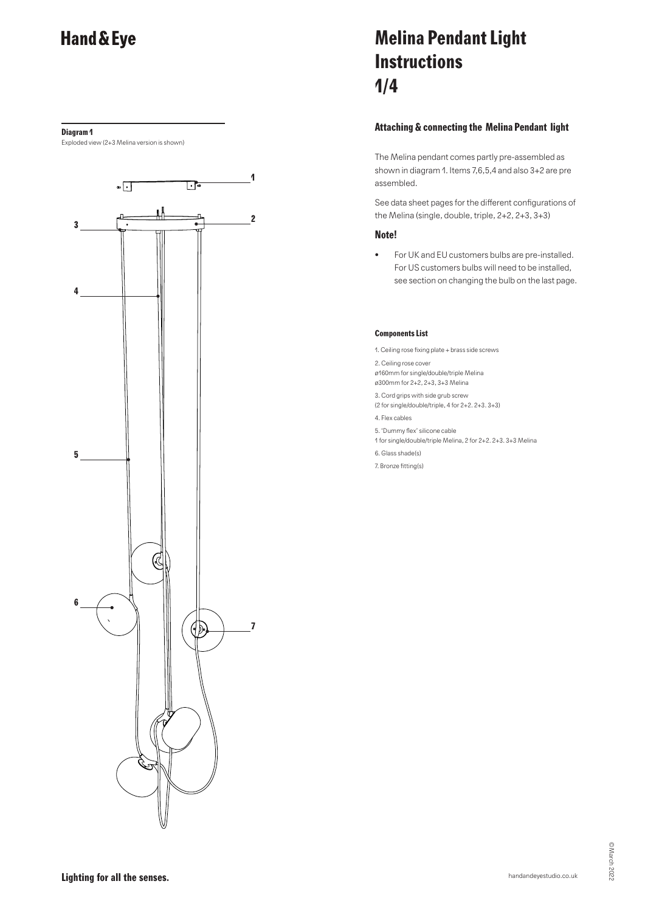# Hand & Eye

# Melina Pendant Light Instructions 1/4

**Diagram 1**

Exploded view (2+3 Melina version is shown)

1
2
3
4
5
6
7

## Attaching & connecting the Melina Pendant light

The Melina pendant comes partly pre-assembled as shown in diagram 1. Items 7,6,5,4 and also 3+2 are pre assembled.

See data sheet pages for the different configurations of the Melina (single, double, triple, 2+2, 2+3, 3+3)

### Note!

- For UK and EU customers bulbs are pre-installed. For US customers bulbs will need to be installed, see section on changing the bulb on the last page.

#### Components List

1. Ceiling rose fixing plate + brass side screws
2. Ceiling rose cover
ø160mm for single/double/triple Melina
ø300mm for 2+2, 2+3, 3+3 Melina
3. Cord grips with side grub screw
(2 for single/double/triple, 4 for 2+2. 2+3. 3+3)
4. Flex cables
5. 'Dummy flex' silicone cable
1 for single/double/triple Melina, 2 for 2+2. 2+3. 3+3 Melina
6. Glass shade(s)
7. Bronze fitting(s)

**Lighting for all the senses.**

handandeyestudio.co.uk

©March 2022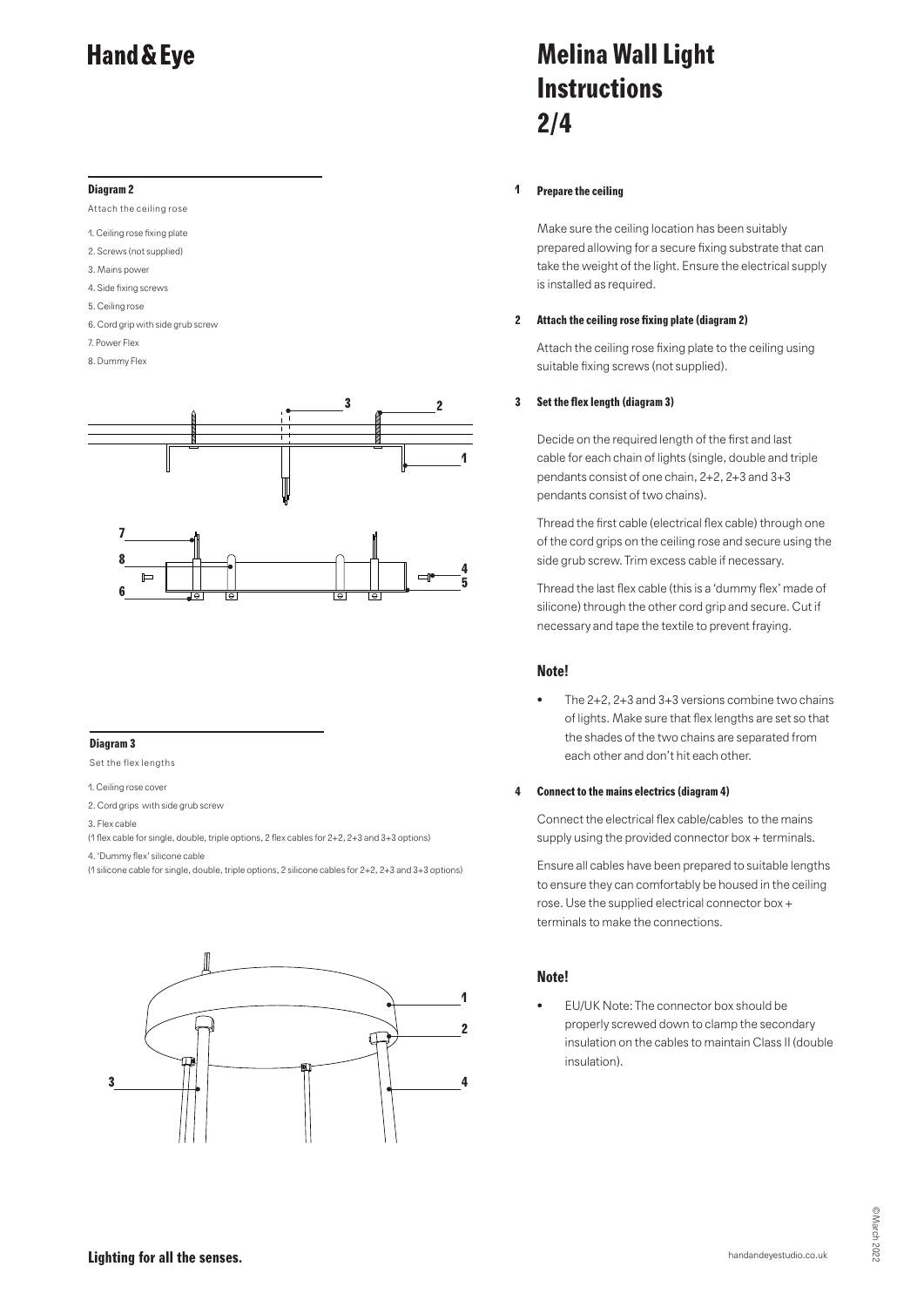# Melina Wall Light Instructions 2/4

## Diagram 2

Attach the ceiling rose

1. Ceiling rose fixing plate
2. Screws (not supplied)
3. Mains power
4. Side fixing screws
5. Ceiling rose
6. Cord grip with side grub screw
7. Power Flex
8. Dummy Flex

## Diagram 3

Set the flex lengths

1. Ceiling rose cover
2. Cord grips with side grub screw
3. Flex cable
(1 flex cable for single, double, triple options, 2 flex cables for 2+2, 2+3 and 3+3 options)
4. 'Dummy flex' silicone cable
(1 silicone cable for single, double, triple options, 2 silicone cables for 2+2, 2+3 and 3+3 options)

### 1 Prepare the ceiling

Make sure the ceiling location has been suitably prepared allowing for a secure fixing substrate that can take the weight of the light. Ensure the electrical supply is installed as required.

### 2 Attach the ceiling rose fixing plate (diagram 2)

Attach the ceiling rose fixing plate to the ceiling using suitable fixing screws (not supplied).

### 3 Set the flex length (diagram 3)

Decide on the required length of the first and last cable for each chain of lights (single, double and triple pendants consist of one chain, 2+2, 2+3 and 3+3 pendants consist of two chains).

Thread the first cable (electrical flex cable) through one of the cord grips on the ceiling rose and secure using the side grub screw. Trim excess cable if necessary.

Thread the last flex cable (this is a 'dummy flex' made of silicone) through the other cord grip and secure. Cut if necessary and tape the textile to prevent fraying.

### Note!

- The 2+2, 2+3 and 3+3 versions combine two chains of lights. Make sure that flex lengths are set so that the shades of the two chains are separated from each other and don't hit each other.

### 4 Connect to the mains electrics (diagram 4)

Connect the electrical flex cable/cables to the mains supply using the provided connector box + terminals.

Ensure all cables have been prepared to suitable lengths to ensure they can comfortably be housed in the ceiling rose. Use the supplied electrical connector box + terminals to make the connections.

### Note!

- EU/UK Note: The connector box should be properly screwed down to clamp the secondary insulation on the cables to maintain Class II (double insulation).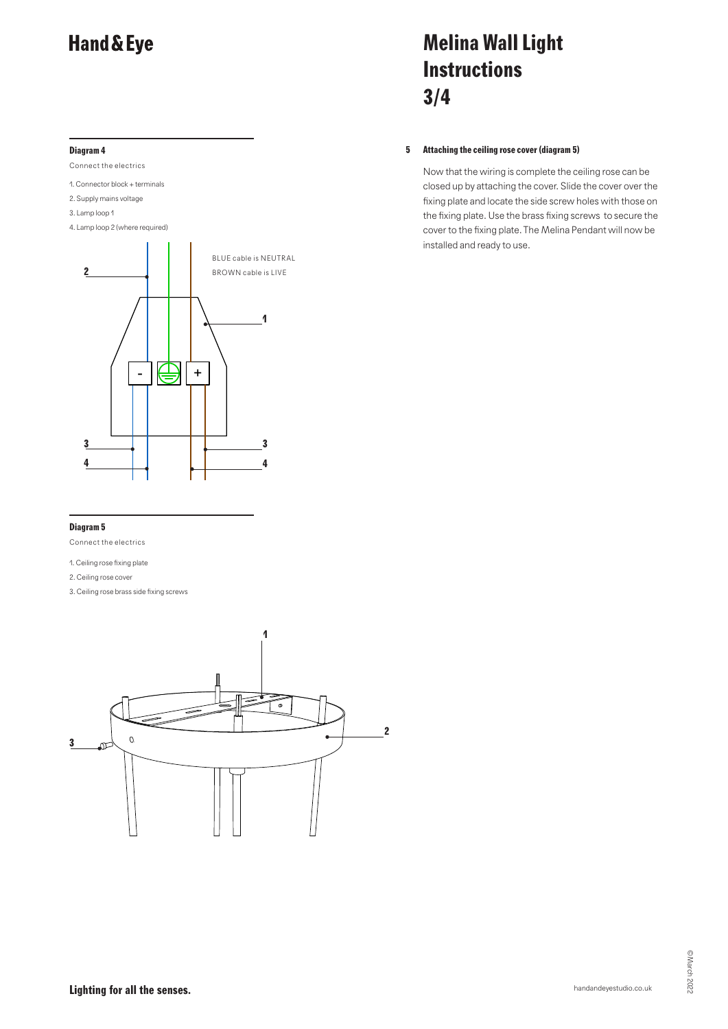# Melina Wall Light Instructions 3/4

### Diagram 4

Connect the electrics

1. Connector block + terminals
2. Supply mains voltage
3. Lamp loop 1
4. Lamp loop 2 (where required)

BLUE cable is NEUTRAL
BROWN cable is LIVE

### Diagram 5

Connect the electrics

1. Ceiling rose fixing plate
2. Ceiling rose cover
3. Ceiling rose brass side fixing screws

**5 Attaching the ceiling rose cover (diagram 5)**

Now that the wiring is complete the ceiling rose can be closed up by attaching the cover. Slide the cover over the fixing plate and locate the side screw holes with those on the fixing plate. Use the brass fixing screws to secure the cover to the fixing plate. The Melina Pendant will now be installed and ready to use.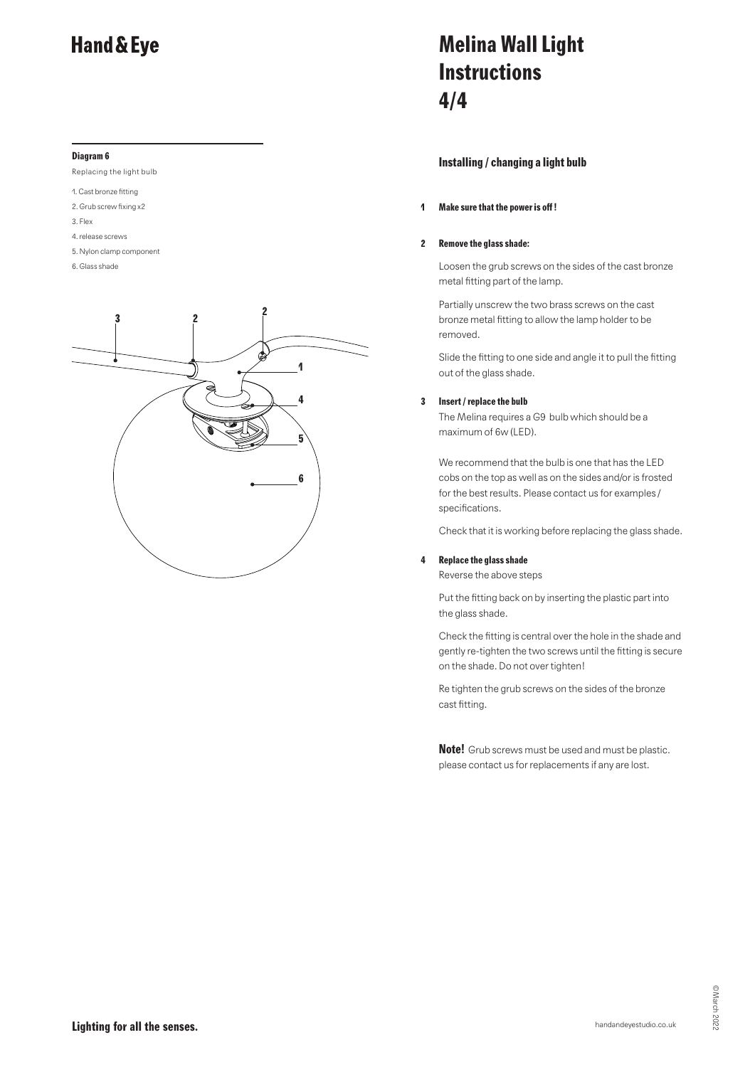# Hand & Eye

# Melina Wall Light Instructions 4/4

**Diagram 6**

Replacing the light bulb

1. Cast bronze fitting
2. Grub screw fixing x2
3. Flex
4. release screws
5. Nylon clamp component
6. Glass shade

3
2
2
1
4
5
6

## Installing / changing a light bulb

**1 Make sure that the power is off !**

**2 Remove the glass shade:**

Loosen the grub screws on the sides of the cast bronze metal fitting part of the lamp.

Partially unscrew the two brass screws on the cast bronze metal fitting to allow the lamp holder to be removed.

Slide the fitting to one side and angle it to pull the fitting out of the glass shade.

**3 Insert / replace the bulb**

The Melina requires a G9 bulb which should be a maximum of 6w (LED).

We recommend that the bulb is one that has the LED cobs on the top as well as on the sides and/or is frosted for the best results. Please contact us for examples / specifications.

Check that it is working before replacing the glass shade.

**4 Replace the glass shade**

Reverse the above steps

Put the fitting back on by inserting the plastic part into the glass shade.

Check the fitting is central over the hole in the shade and gently re-tighten the two screws until the fitting is secure on the shade. Do not over tighten!

Re tighten the grub screws on the sides of the bronze cast fitting.

**Note!** Grub screws must be used and must be plastic. please contact us for replacements if any are lost.

**Lighting for all the senses.**

handandeyestudio.co.uk

©March 2022